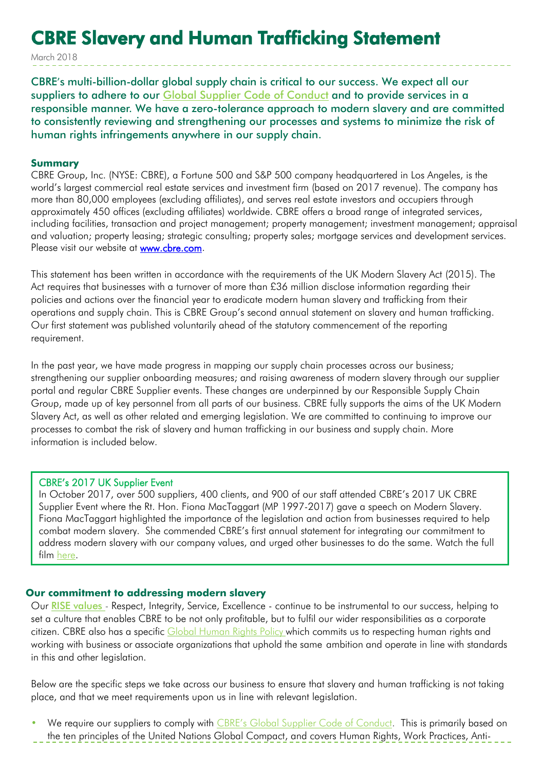# CBRE Slavery and Human Trafficking Statement

March 2018

CBRE's multi-billion-dollar global supply chain is critical to our success. We expect all our suppliers to adhere to our Global Supplier Code of Conduct and to provide services in a responsible manner. We have a zero-tolerance approach to modern slavery and are committed to consistently reviewing and strengthening our processes and systems to minimize the risk of human rights infringements anywhere in our supply chain.

## Summary

CBRE Group, Inc. (NYSE: CBRE), a Fortune 500 and S&P 500 company headquartered in Los Angeles, is the world's largest commercial real estate services and investment firm (based on 2017 revenue). The company has more than 80,000 employees (excluding affiliates), and serves real estate investors and occupiers through approximately 450 offices (excluding affiliates) worldwide. CBRE offers a broad range of integrated services, including facilities, transaction and project management; property management; investment management; appraisal and valuation; property leasing; strategic consulting; property sales; mortgage services and development services. Please visit our website at www.cbre.com.

This statement has been written in accordance with the requirements of the UK Modern Slavery Act (2015). The Act requires that businesses with a turnover of more than £36 million disclose information regarding their policies and actions over the financial year to eradicate modern human slavery and trafficking from their operations and supply chain. This is CBRE Group's second annual statement on slavery and human trafficking. Our first statement was published voluntarily ahead of the statutory commencement of the reporting requirement.

In the past year, we have made progress in mapping our supply chain processes across our business; strengthening our supplier onboarding measures; and raising awareness of modern slavery through our supplier portal and regular CBRE Supplier events. These changes are underpinned by our Responsible Supply Chain Group, made up of key personnel from all parts of our business. CBRE fully supports the aims of the UK Modern Slavery Act, as well as other related and emerging legislation. We are committed to continuing to improve our processes to combat the risk of slavery and human trafficking in our business and supply chain. More information is included below.

> **CBRE's 2017 UK Supplier Event**
>
> In October 2017, over 500 suppliers, 400 clients, and 900 of our staff attended CBRE's 2017 UK CBRE Supplier Event where the Rt. Hon. Fiona MacTaggart (MP 1997-2017) gave a speech on Modern Slavery. Fiona MacTaggart highlighted the importance of the legislation and action from businesses required to help combat modern slavery. She commended CBRE's first annual statement for integrating our commitment to address modern slavery with our company values, and urged other businesses to do the same. Watch the full film here.

## Our commitment to addressing modern slavery

Our RISE values - Respect, Integrity, Service, Excellence - continue to be instrumental to our success, helping to set a culture that enables CBRE to be not only profitable, but to fulfil our wider responsibilities as a corporate citizen. CBRE also has a specific Global Human Rights Policy which commits us to respecting human rights and working with business or associate organizations that uphold the same ambition and operate in line with standards in this and other legislation.

Below are the specific steps we take across our business to ensure that slavery and human trafficking is not taking place, and that we meet requirements upon us in line with relevant legislation.

- We require our suppliers to comply with CBRE's Global Supplier Code of Conduct. This is primarily based on the ten principles of the United Nations Global Compact, and covers Human Rights, Work Practices, Anti-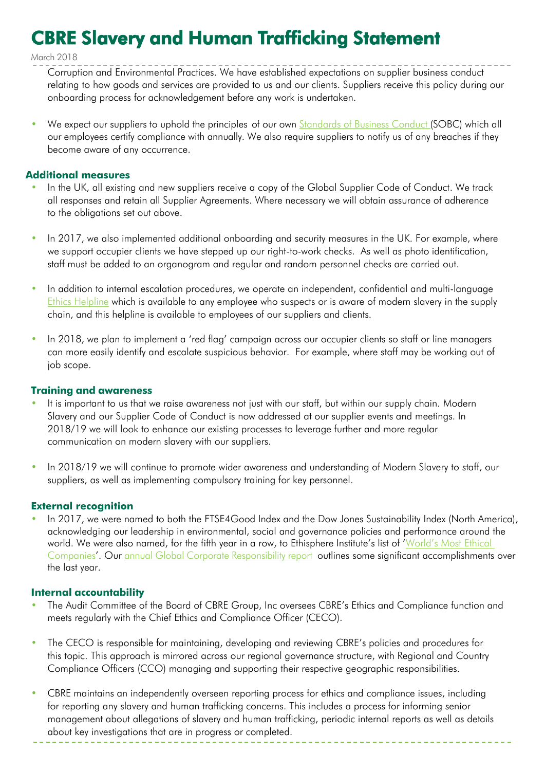Corruption and Environmental Practices. We have established expectations on supplier business conduct relating to how goods and services are provided to us and our clients. Suppliers receive this policy during our onboarding process for acknowledgement before any work is undertaken.

- We expect our suppliers to uphold the principles of our own Standards of Business Conduct (SOBC) which all our employees certify compliance with annually. We also require suppliers to notify us of any breaches if they become aware of any occurrence.

### Additional measures

- In the UK, all existing and new suppliers receive a copy of the Global Supplier Code of Conduct. We track all responses and retain all Supplier Agreements. Where necessary we will obtain assurance of adherence to the obligations set out above.
- In 2017, we also implemented additional onboarding and security measures in the UK. For example, where we support occupier clients we have stepped up our right-to-work checks. As well as photo identification, staff must be added to an organogram and regular and random personnel checks are carried out.
- In addition to internal escalation procedures, we operate an independent, confidential and multi-language Ethics Helpline which is available to any employee who suspects or is aware of modern slavery in the supply chain, and this helpline is available to employees of our suppliers and clients.
- In 2018, we plan to implement a 'red flag' campaign across our occupier clients so staff or line managers can more easily identify and escalate suspicious behavior. For example, where staff may be working out of job scope.

### Training and awareness

- It is important to us that we raise awareness not just with our staff, but within our supply chain. Modern Slavery and our Supplier Code of Conduct is now addressed at our supplier events and meetings. In 2018/19 we will look to enhance our existing processes to leverage further and more regular communication on modern slavery with our suppliers.
- In 2018/19 we will continue to promote wider awareness and understanding of Modern Slavery to staff, our suppliers, as well as implementing compulsory training for key personnel.

### External recognition

- In 2017, we were named to both the FTSE4Good Index and the Dow Jones Sustainability Index (North America), acknowledging our leadership in environmental, social and governance policies and performance around the world. We were also named, for the fifth year in a row, to Ethisphere Institute's list of 'World's Most Ethical Companies'. Our annual Global Corporate Responsibility report outlines some significant accomplishments over the last year.

### Internal accountability

- The Audit Committee of the Board of CBRE Group, Inc oversees CBRE's Ethics and Compliance function and meets regularly with the Chief Ethics and Compliance Officer (CECO).
- The CECO is responsible for maintaining, developing and reviewing CBRE's policies and procedures for this topic. This approach is mirrored across our regional governance structure, with Regional and Country Compliance Officers (CCO) managing and supporting their respective geographic responsibilities.
- CBRE maintains an independently overseen reporting process for ethics and compliance issues, including for reporting any slavery and human trafficking concerns. This includes a process for informing senior management about allegations of slavery and human trafficking, periodic internal reports as well as details about key investigations that are in progress or completed.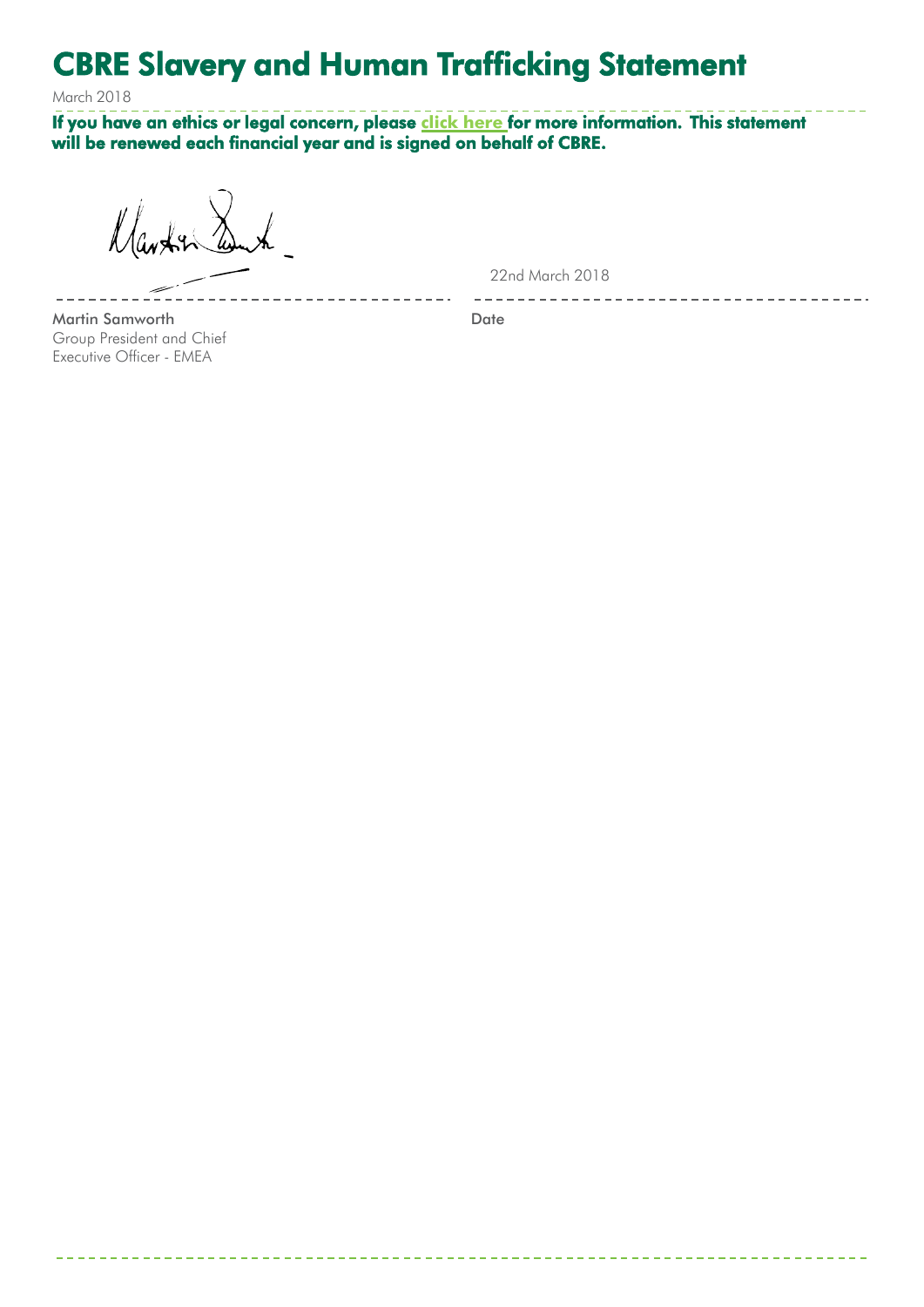# CBRE Slavery and Human Trafficking Statement

March 2018

**If you have an ethics or legal concern, please click here for more information. This statement will be renewed each financial year and is signed on behalf of CBRE.**

22nd March 2018

Martin Samworth
Group President and Chief Executive Officer - EMEA

Date